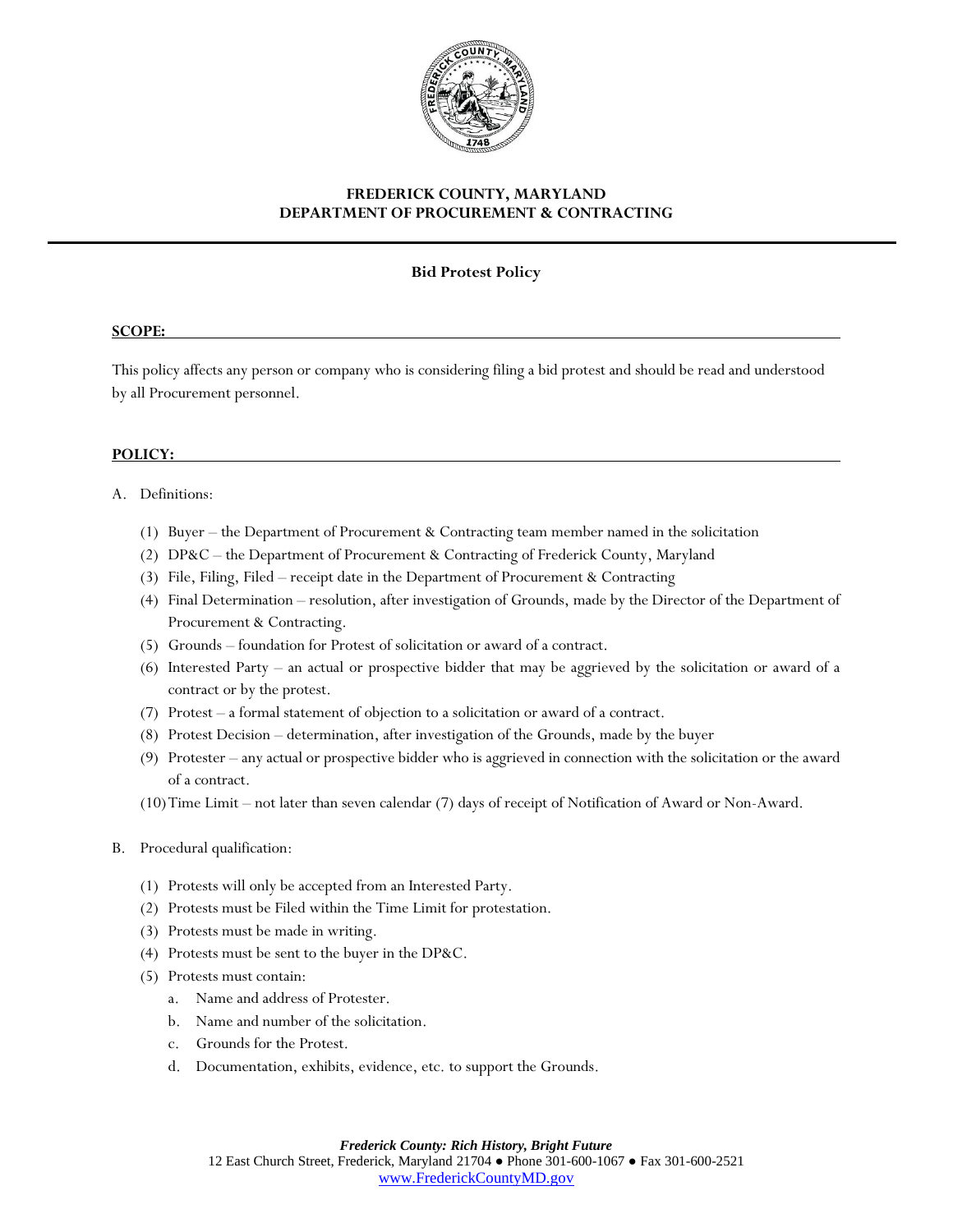**FREDERICK COUNTY, MARYLAND**
**DEPARTMENT OF PROCUREMENT & CONTRACTING**

# Bid Protest Policy

## SCOPE:

This policy affects any person or company who is considering filing a bid protest and should be read and understood by all Procurement personnel.

## POLICY:

A. Definitions:

(1) Buyer – the Department of Procurement & Contracting team member named in the solicitation
(2) DP&C – the Department of Procurement & Contracting of Frederick County, Maryland
(3) File, Filing, Filed – receipt date in the Department of Procurement & Contracting
(4) Final Determination – resolution, after investigation of Grounds, made by the Director of the Department of Procurement & Contracting.
(5) Grounds – foundation for Protest of solicitation or award of a contract.
(6) Interested Party – an actual or prospective bidder that may be aggrieved by the solicitation or award of a contract or by the protest.
(7) Protest – a formal statement of objection to a solicitation or award of a contract.
(8) Protest Decision – determination, after investigation of the Grounds, made by the buyer
(9) Protester – any actual or prospective bidder who is aggrieved in connection with the solicitation or the award of a contract.
(10) Time Limit – not later than seven calendar (7) days of receipt of Notification of Award or Non-Award.

B. Procedural qualification:

(1) Protests will only be accepted from an Interested Party.
(2) Protests must be Filed within the Time Limit for protestation.
(3) Protests must be made in writing.
(4) Protests must be sent to the buyer in the DP&C.
(5) Protests must contain:
  a. Name and address of Protester.
  b. Name and number of the solicitation.
  c. Grounds for the Protest.
  d. Documentation, exhibits, evidence, etc. to support the Grounds.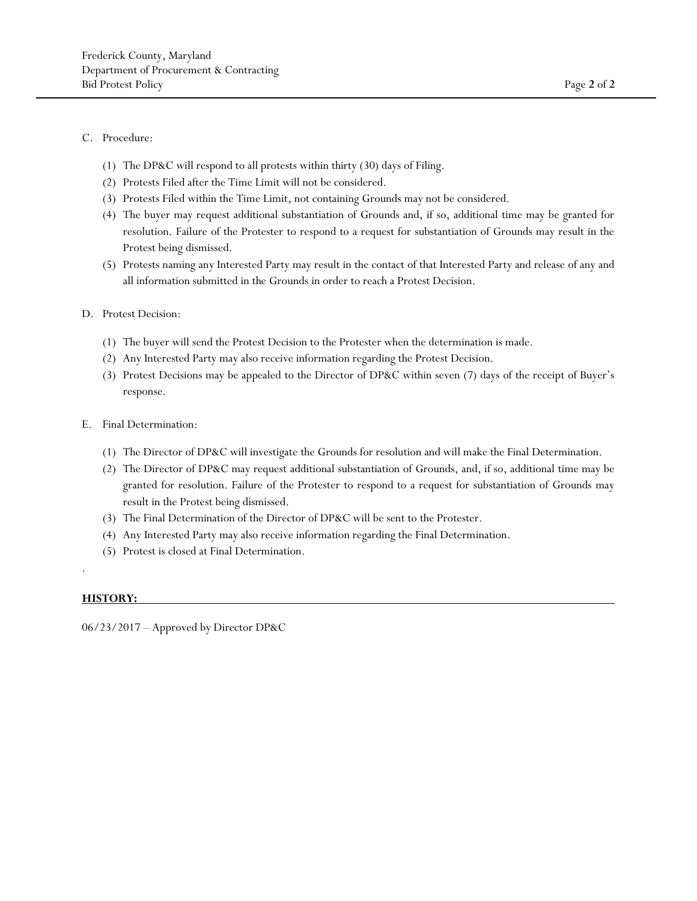C. Procedure:

(1) The DP&C will respond to all protests within thirty (30) days of Filing.
(2) Protests Filed after the Time Limit will not be considered.
(3) Protests Filed within the Time Limit, not containing Grounds may not be considered.
(4) The buyer may request additional substantiation of Grounds and, if so, additional time may be granted for resolution. Failure of the Protester to respond to a request for substantiation of Grounds may result in the Protest being dismissed.
(5) Protests naming any Interested Party may result in the contact of that Interested Party and release of any and all information submitted in the Grounds in order to reach a Protest Decision.

D. Protest Decision:

(1) The buyer will send the Protest Decision to the Protester when the determination is made.
(2) Any Interested Party may also receive information regarding the Protest Decision.
(3) Protest Decisions may be appealed to the Director of DP&C within seven (7) days of the receipt of Buyer's response.

E. Final Determination:

(1) The Director of DP&C will investigate the Grounds for resolution and will make the Final Determination.
(2) The Director of DP&C may request additional substantiation of Grounds, and, if so, additional time may be granted for resolution. Failure of the Protester to respond to a request for substantiation of Grounds may result in the Protest being dismissed.
(3) The Final Determination of the Director of DP&C will be sent to the Protester.
(4) Any Interested Party may also receive information regarding the Final Determination.
(5) Protest is closed at Final Determination.

.

**HISTORY:**

06/23/2017 – Approved by Director DP&C